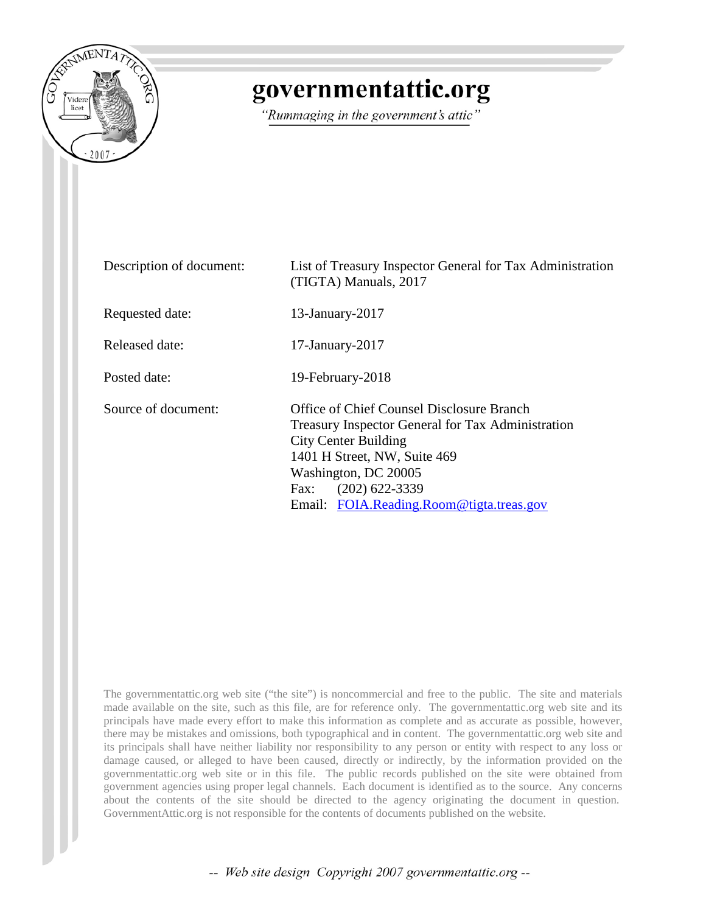# governmentattic.org

*"Rummaging in the government's attic"*

| | |
|---|---|
| Description of document: | List of Treasury Inspector General for Tax Administration (TIGTA) Manuals, 2017 |
| Requested date: | 13-January-2017 |
| Released date: | 17-January-2017 |
| Posted date: | 19-February-2018 |
| Source of document: | Office of Chief Counsel Disclosure Branch<br>Treasury Inspector General for Tax Administration<br>City Center Building<br>1401 H Street, NW, Suite 469<br>Washington, DC 20005<br>Fax: (202) 622-3339<br>Email: FOIA.Reading.Room@tigta.treas.gov |

The governmentattic.org web site ("the site") is noncommercial and free to the public. The site and materials made available on the site, such as this file, are for reference only. The governmentattic.org web site and its principals have made every effort to make this information as complete and as accurate as possible, however, there may be mistakes and omissions, both typographical and in content. The governmentattic.org web site and its principals shall have neither liability nor responsibility to any person or entity with respect to any loss or damage caused, or alleged to have been caused, directly or indirectly, by the information provided on the governmentattic.org web site or in this file. The public records published on the site were obtained from government agencies using proper legal channels. Each document is identified as to the source. Any concerns about the contents of the site should be directed to the agency originating the document in question. GovernmentAttic.org is not responsible for the contents of documents published on the website.

-- Web site design Copyright 2007 governmentattic.org --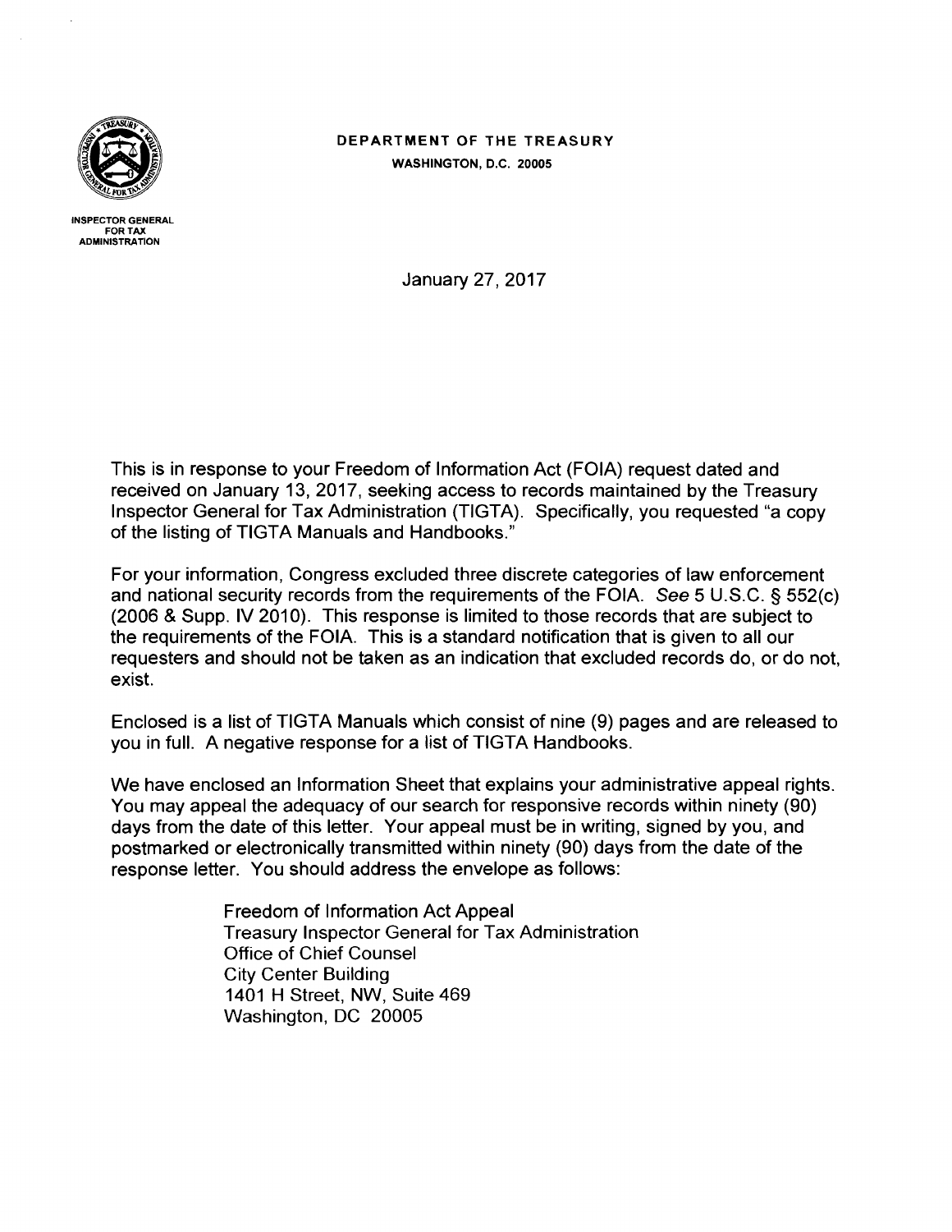DEPARTMENT OF THE TREASURY
WASHINGTON, D.C. 20005

INSPECTOR GENERAL
FOR TAX
ADMINISTRATION

January 27, 2017

This is in response to your Freedom of Information Act (FOIA) request dated and received on January 13, 2017, seeking access to records maintained by the Treasury Inspector General for Tax Administration (TIGTA). Specifically, you requested "a copy of the listing of TIGTA Manuals and Handbooks."

For your information, Congress excluded three discrete categories of law enforcement and national security records from the requirements of the FOIA. *See* 5 U.S.C. § 552(c) (2006 & Supp. IV 2010). This response is limited to those records that are subject to the requirements of the FOIA. This is a standard notification that is given to all our requesters and should not be taken as an indication that excluded records do, or do not, exist.

Enclosed is a list of TIGTA Manuals which consist of nine (9) pages and are released to you in full. A negative response for a list of TIGTA Handbooks.

We have enclosed an Information Sheet that explains your administrative appeal rights. You may appeal the adequacy of our search for responsive records within ninety (90) days from the date of this letter. Your appeal must be in writing, signed by you, and postmarked or electronically transmitted within ninety (90) days from the date of the response letter. You should address the envelope as follows:

Freedom of Information Act Appeal
Treasury Inspector General for Tax Administration
Office of Chief Counsel
City Center Building
1401 H Street, NW, Suite 469
Washington, DC 20005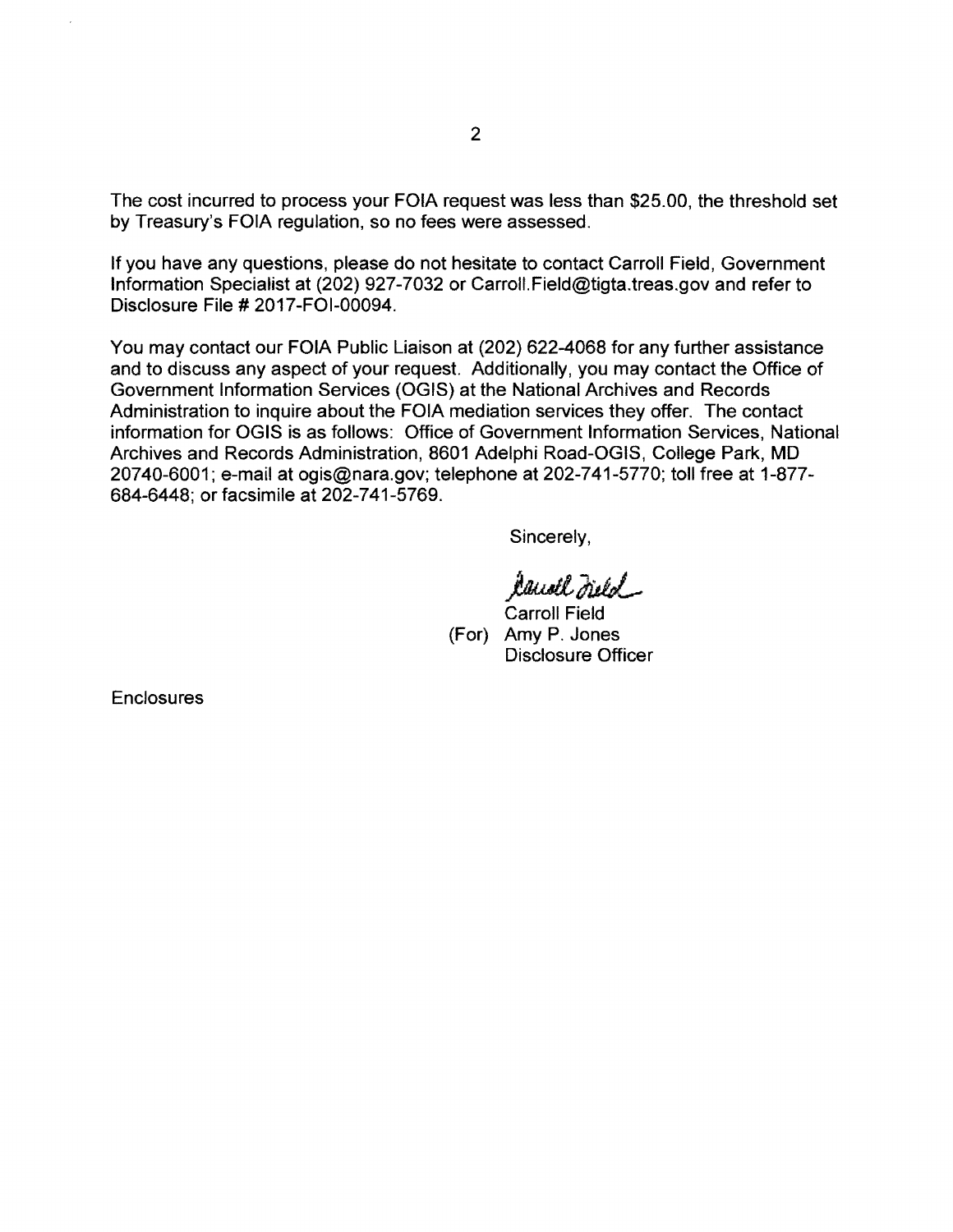The cost incurred to process your FOIA request was less than $25.00, the threshold set by Treasury's FOIA regulation, so no fees were assessed.

If you have any questions, please do not hesitate to contact Carroll Field, Government Information Specialist at (202) 927-7032 or Carroll.Field@tigta.treas.gov and refer to Disclosure File # 2017-FOI-00094.

You may contact our FOIA Public Liaison at (202) 622-4068 for any further assistance and to discuss any aspect of your request. Additionally, you may contact the Office of Government Information Services (OGIS) at the National Archives and Records Administration to inquire about the FOIA mediation services they offer. The contact information for OGIS is as follows: Office of Government Information Services, National Archives and Records Administration, 8601 Adelphi Road-OGIS, College Park, MD 20740-6001; e-mail at ogis@nara.gov; telephone at 202-741-5770; toll free at 1-877-684-6448; or facsimile at 202-741-5769.

Sincerely,

Carroll Field

(For) Amy P. Jones
Disclosure Officer

Enclosures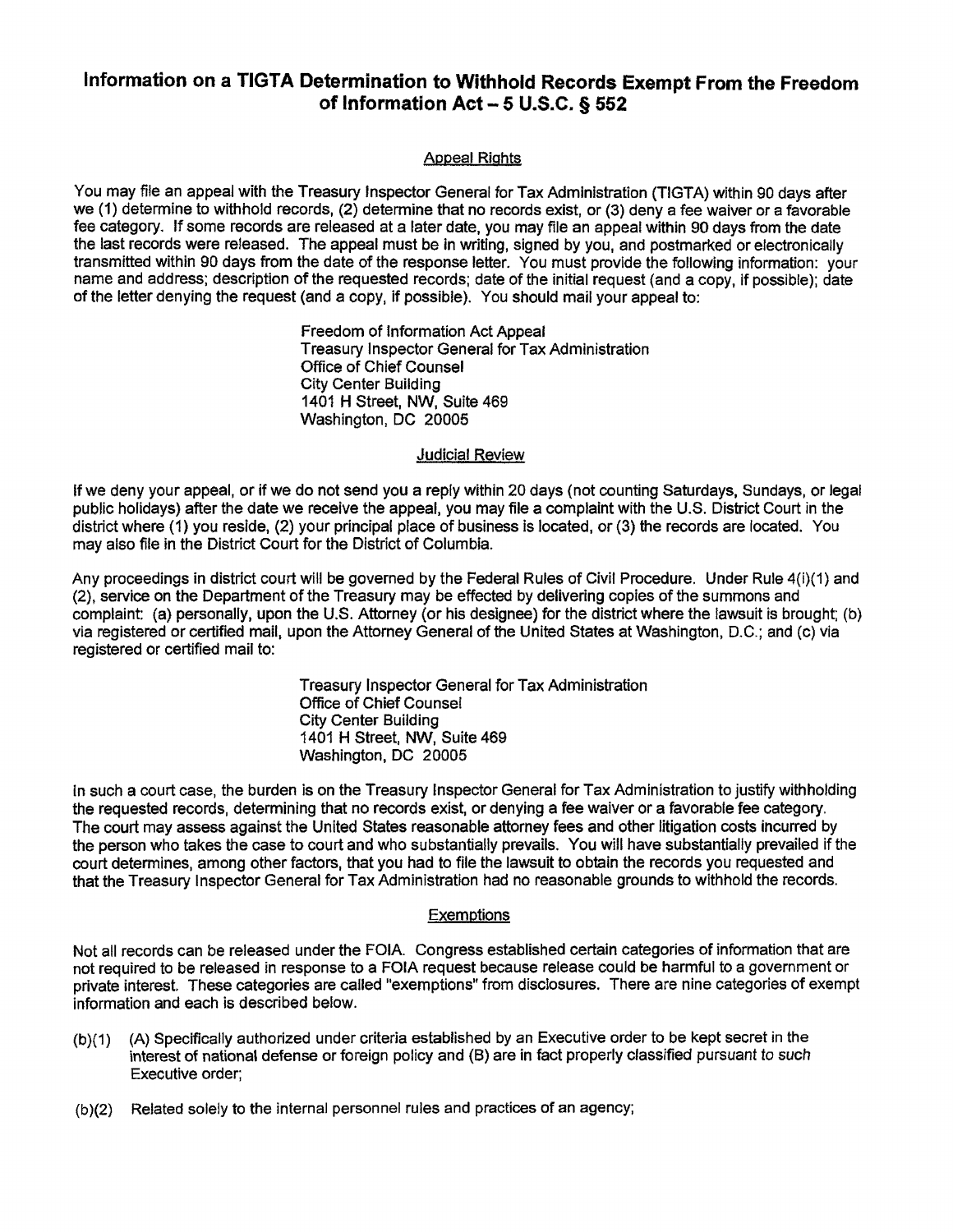# Information on a TIGTA Determination to Withhold Records Exempt From the Freedom of Information Act – 5 U.S.C. § 552

## Appeal Rights

You may file an appeal with the Treasury Inspector General for Tax Administration (TIGTA) within 90 days after we (1) determine to withhold records, (2) determine that no records exist, or (3) deny a fee waiver or a favorable fee category. If some records are released at a later date, you may file an appeal within 90 days from the date the last records were released. The appeal must be in writing, signed by you, and postmarked or electronically transmitted within 90 days from the date of the response letter. You must provide the following information: your name and address; description of the requested records; date of the initial request (and a copy, if possible); date of the letter denying the request (and a copy, if possible). You should mail your appeal to:

Freedom of Information Act Appeal
Treasury Inspector General for Tax Administration
Office of Chief Counsel
City Center Building
1401 H Street, NW, Suite 469
Washington, DC 20005

## Judicial Review

If we deny your appeal, or if we do not send you a reply within 20 days (not counting Saturdays, Sundays, or legal public holidays) after the date we receive the appeal, you may file a complaint with the U.S. District Court in the district where (1) you reside, (2) your principal place of business is located, or (3) the records are located. You may also file in the District Court for the District of Columbia.

Any proceedings in district court will be governed by the Federal Rules of Civil Procedure. Under Rule 4(i)(1) and (2), service on the Department of the Treasury may be effected by delivering copies of the summons and complaint: (a) personally, upon the U.S. Attorney (or his designee) for the district where the lawsuit is brought; (b) via registered or certified mail, upon the Attorney General of the United States at Washington, D.C.; and (c) via registered or certified mail to:

Treasury Inspector General for Tax Administration
Office of Chief Counsel
City Center Building
1401 H Street, NW, Suite 469
Washington, DC 20005

In such a court case, the burden is on the Treasury Inspector General for Tax Administration to justify withholding the requested records, determining that no records exist, or denying a fee waiver or a favorable fee category. The court may assess against the United States reasonable attorney fees and other litigation costs incurred by the person who takes the case to court and who substantially prevails. You will have substantially prevailed if the court determines, among other factors, that you had to file the lawsuit to obtain the records you requested and that the Treasury Inspector General for Tax Administration had no reasonable grounds to withhold the records.

## Exemptions

Not all records can be released under the FOIA. Congress established certain categories of information that are not required to be released in response to a FOIA request because release could be harmful to a government or private interest. These categories are called "exemptions" from disclosures. There are nine categories of exempt information and each is described below.

(b)(1) (A) Specifically authorized under criteria established by an Executive order to be kept secret in the interest of national defense or foreign policy and (B) are in fact properly classified pursuant to such Executive order;

(b)(2) Related solely to the internal personnel rules and practices of an agency;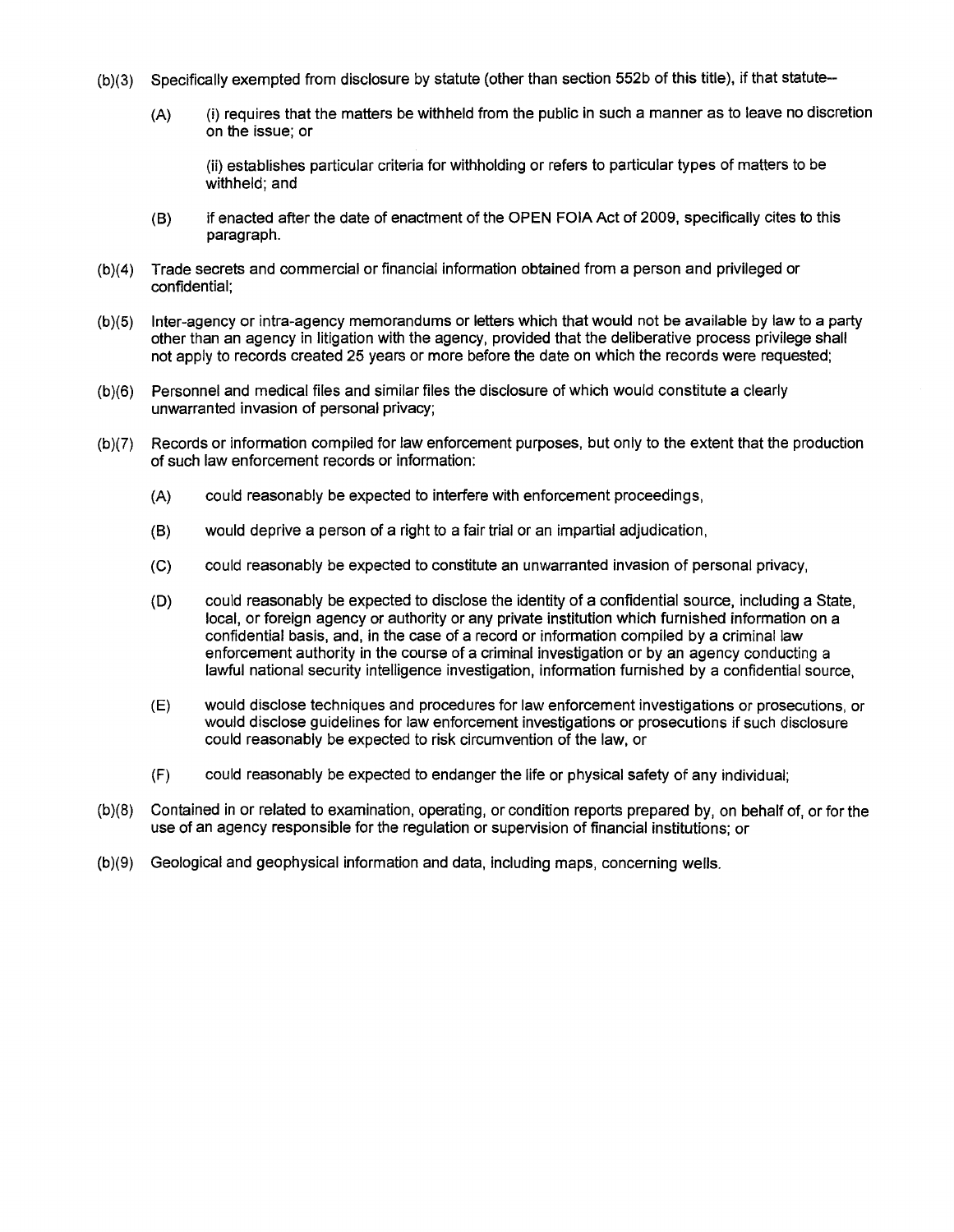(b)(3) Specifically exempted from disclosure by statute (other than section 552b of this title), if that statute--

(A) (i) requires that the matters be withheld from the public in such a manner as to leave no discretion on the issue; or

(ii) establishes particular criteria for withholding or refers to particular types of matters to be withheld; and

(B) if enacted after the date of enactment of the OPEN FOIA Act of 2009, specifically cites to this paragraph.

(b)(4) Trade secrets and commercial or financial information obtained from a person and privileged or confidential;

(b)(5) Inter-agency or intra-agency memorandums or letters which that would not be available by law to a party other than an agency in litigation with the agency, provided that the deliberative process privilege shall not apply to records created 25 years or more before the date on which the records were requested;

(b)(6) Personnel and medical files and similar files the disclosure of which would constitute a clearly unwarranted invasion of personal privacy;

(b)(7) Records or information compiled for law enforcement purposes, but only to the extent that the production of such law enforcement records or information:

(A) could reasonably be expected to interfere with enforcement proceedings,

(B) would deprive a person of a right to a fair trial or an impartial adjudication,

(C) could reasonably be expected to constitute an unwarranted invasion of personal privacy,

(D) could reasonably be expected to disclose the identity of a confidential source, including a State, local, or foreign agency or authority or any private institution which furnished information on a confidential basis, and, in the case of a record or information compiled by a criminal law enforcement authority in the course of a criminal investigation or by an agency conducting a lawful national security intelligence investigation, information furnished by a confidential source,

(E) would disclose techniques and procedures for law enforcement investigations or prosecutions, or would disclose guidelines for law enforcement investigations or prosecutions if such disclosure could reasonably be expected to risk circumvention of the law, or

(F) could reasonably be expected to endanger the life or physical safety of any individual;

(b)(8) Contained in or related to examination, operating, or condition reports prepared by, on behalf of, or for the use of an agency responsible for the regulation or supervision of financial institutions; or

(b)(9) Geological and geophysical information and data, including maps, concerning wells.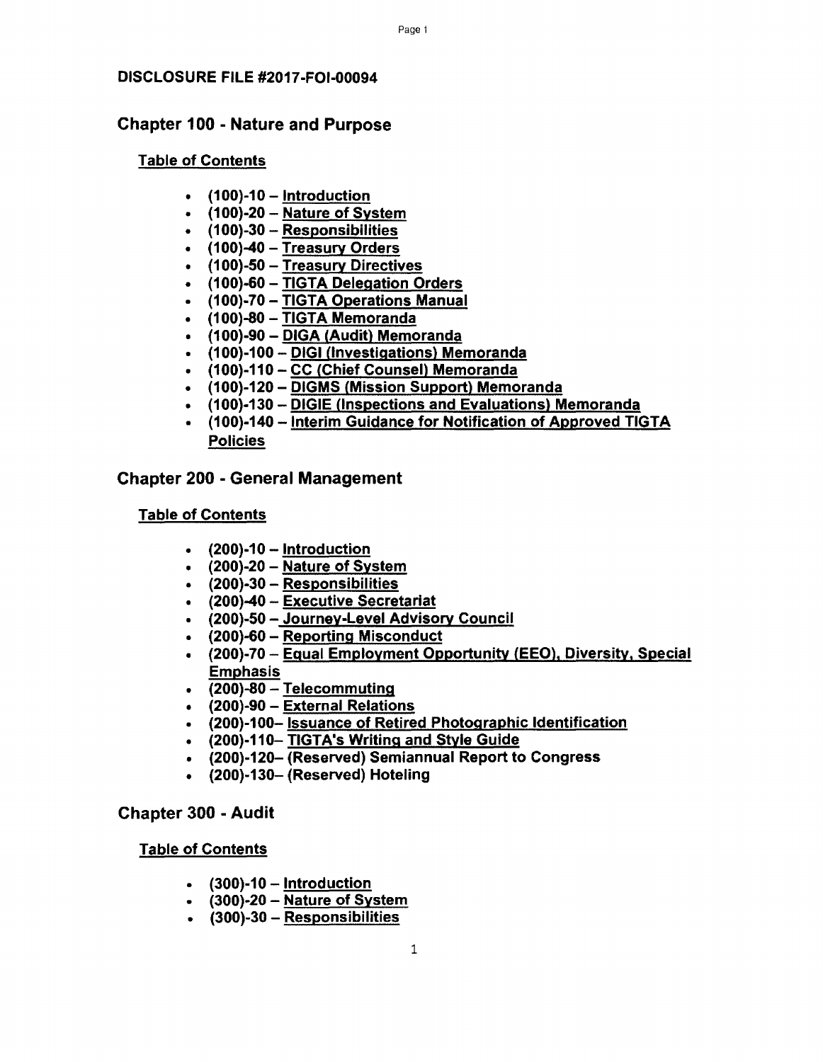**DISCLOSURE FILE #2017-FOI-00094**

## Chapter 100 - Nature and Purpose

**Table of Contents**

- **(100)-10 – Introduction**
- **(100)-20 – Nature of System**
- **(100)-30 – Responsibilities**
- **(100)-40 – Treasury Orders**
- **(100)-50 – Treasury Directives**
- **(100)-60 – TIGTA Delegation Orders**
- **(100)-70 – TIGTA Operations Manual**
- **(100)-80 – TIGTA Memoranda**
- **(100)-90 – DIGA (Audit) Memoranda**
- **(100)-100 – DIGI (Investigations) Memoranda**
- **(100)-110 – CC (Chief Counsel) Memoranda**
- **(100)-120 – DIGMS (Mission Support) Memoranda**
- **(100)-130 – DIGIE (Inspections and Evaluations) Memoranda**
- **(100)-140 – Interim Guidance for Notification of Approved TIGTA Policies**

## Chapter 200 - General Management

**Table of Contents**

- **(200)-10 – Introduction**
- **(200)-20 – Nature of System**
- **(200)-30 – Responsibilities**
- **(200)-40 – Executive Secretariat**
- **(200)-50 – Journey-Level Advisory Council**
- **(200)-60 – Reporting Misconduct**
- **(200)-70 – Equal Employment Opportunity (EEO), Diversity, Special Emphasis**
- **(200)-80 – Telecommuting**
- **(200)-90 – External Relations**
- **(200)-100– Issuance of Retired Photographic Identification**
- **(200)-110– TIGTA's Writing and Style Guide**
- **(200)-120– (Reserved) Semiannual Report to Congress**
- **(200)-130– (Reserved) Hoteling**

## Chapter 300 - Audit

**Table of Contents**

- **(300)-10 – Introduction**
- **(300)-20 – Nature of System**
- **(300)-30 – Responsibilities**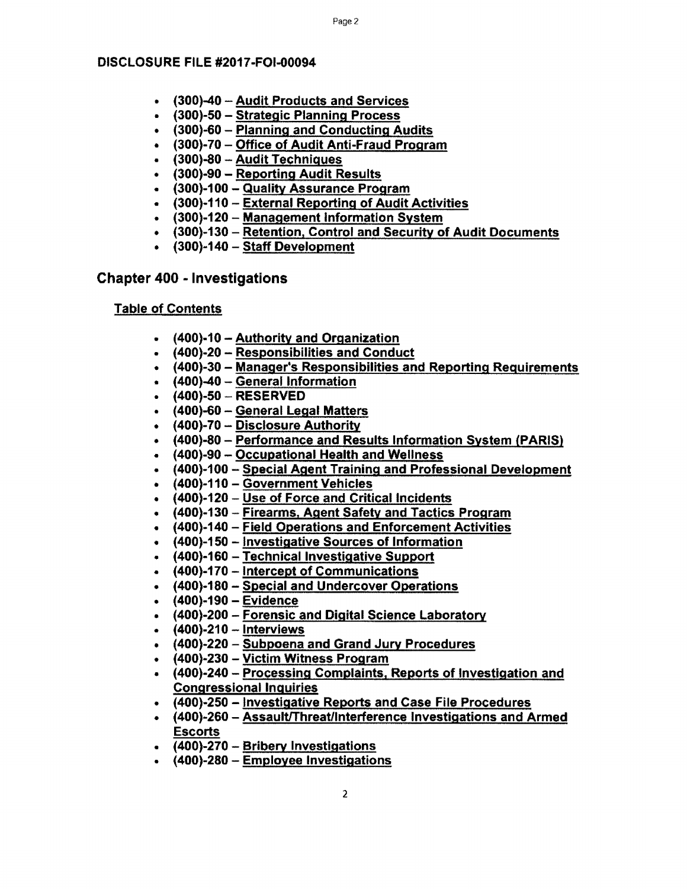**DISCLOSURE FILE #2017-FOI-00094**

- **(300)-40 – Audit Products and Services**
- **(300)-50 – Strategic Planning Process**
- **(300)-60 – Planning and Conducting Audits**
- **(300)-70 – Office of Audit Anti-Fraud Program**
- **(300)-80 – Audit Techniques**
- **(300)-90 – Reporting Audit Results**
- **(300)-100 – Quality Assurance Program**
- **(300)-110 – External Reporting of Audit Activities**
- **(300)-120 – Management Information System**
- **(300)-130 – Retention, Control and Security of Audit Documents**
- **(300)-140 – Staff Development**

## Chapter 400 - Investigations

**Table of Contents**

- **(400)-10 – Authority and Organization**
- **(400)-20 – Responsibilities and Conduct**
- **(400)-30 – Manager's Responsibilities and Reporting Requirements**
- **(400)-40 – General Information**
- **(400)-50 – RESERVED**
- **(400)-60 – General Legal Matters**
- **(400)-70 – Disclosure Authority**
- **(400)-80 – Performance and Results Information System (PARIS)**
- **(400)-90 – Occupational Health and Wellness**
- **(400)-100 – Special Agent Training and Professional Development**
- **(400)-110 – Government Vehicles**
- **(400)-120 – Use of Force and Critical Incidents**
- **(400)-130 – Firearms, Agent Safety and Tactics Program**
- **(400)-140 – Field Operations and Enforcement Activities**
- **(400)-150 – Investigative Sources of Information**
- **(400)-160 – Technical Investigative Support**
- **(400)-170 – Intercept of Communications**
- **(400)-180 – Special and Undercover Operations**
- **(400)-190 – Evidence**
- **(400)-200 – Forensic and Digital Science Laboratory**
- **(400)-210 – Interviews**
- **(400)-220 – Subpoena and Grand Jury Procedures**
- **(400)-230 – Victim Witness Program**
- **(400)-240 – Processing Complaints, Reports of Investigation and Congressional Inquiries**
- **(400)-250 – Investigative Reports and Case File Procedures**
- **(400)-260 – Assault/Threat/Interference Investigations and Armed Escorts**
- **(400)-270 – Bribery Investigations**
- **(400)-280 – Employee Investigations**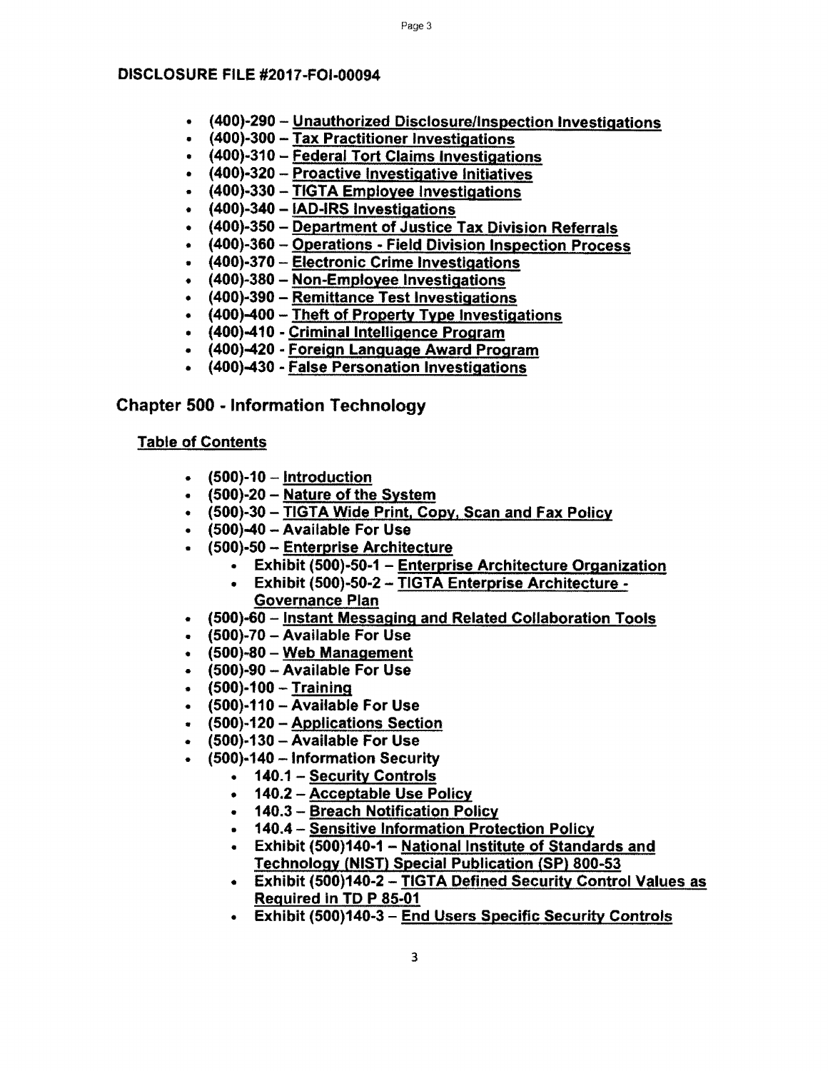**DISCLOSURE FILE #2017-FOI-00094**

- **(400)-290 – Unauthorized Disclosure/Inspection Investigations**
- **(400)-300 – Tax Practitioner Investigations**
- **(400)-310 – Federal Tort Claims Investigations**
- **(400)-320 – Proactive Investigative Initiatives**
- **(400)-330 – TIGTA Employee Investigations**
- **(400)-340 – IAD-IRS Investigations**
- **(400)-350 – Department of Justice Tax Division Referrals**
- **(400)-360 – Operations - Field Division Inspection Process**
- **(400)-370 – Electronic Crime Investigations**
- **(400)-380 – Non-Employee Investigations**
- **(400)-390 – Remittance Test Investigations**
- **(400)-400 – Theft of Property Type Investigations**
- **(400)-410 - Criminal Intelligence Program**
- **(400)-420 - Foreign Language Award Program**
- **(400)-430 - False Personation Investigations**

## Chapter 500 - Information Technology

**Table of Contents**

- **(500)-10 – Introduction**
- **(500)-20 – Nature of the System**
- **(500)-30 – TIGTA Wide Print, Copy, Scan and Fax Policy**
- **(500)-40 – Available For Use**
- **(500)-50 – Enterprise Architecture**
  - **Exhibit (500)-50-1 – Enterprise Architecture Organization**
  - **Exhibit (500)-50-2 – TIGTA Enterprise Architecture - Governance Plan**
- **(500)-60 – Instant Messaging and Related Collaboration Tools**
- **(500)-70 – Available For Use**
- **(500)-80 – Web Management**
- **(500)-90 – Available For Use**
- **(500)-100 – Training**
- **(500)-110 – Available For Use**
- **(500)-120 – Applications Section**
- **(500)-130 – Available For Use**
- **(500)-140 – Information Security**
  - **140.1 – Security Controls**
  - **140.2 – Acceptable Use Policy**
  - **140.3 – Breach Notification Policy**
  - **140.4 – Sensitive Information Protection Policy**
  - **Exhibit (500)140-1 – National Institute of Standards and Technology (NIST) Special Publication (SP) 800-53**
  - **Exhibit (500)140-2 – TIGTA Defined Security Control Values as Required in TD P 85-01**
  - **Exhibit (500)140-3 – End Users Specific Security Controls**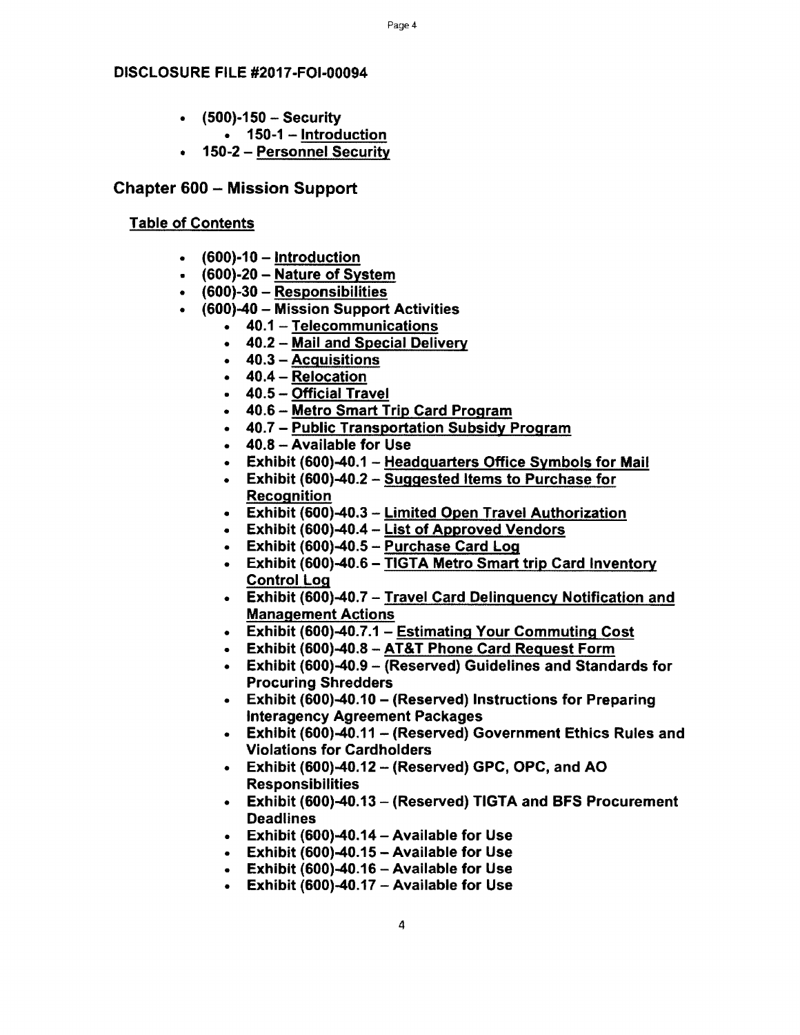**DISCLOSURE FILE #2017-FOI-00094**

- **(500)-150 – Security**
  - **150-1 – Introduction**
- **150-2 – Personnel Security**

## Chapter 600 – Mission Support

### Table of Contents

- **(600)-10 – Introduction**
- **(600)-20 – Nature of System**
- **(600)-30 – Responsibilities**
- **(600)-40 – Mission Support Activities**
  - **40.1 – Telecommunications**
  - **40.2 – Mail and Special Delivery**
  - **40.3 – Acquisitions**
  - **40.4 – Relocation**
  - **40.5 – Official Travel**
  - **40.6 – Metro Smart Trip Card Program**
  - **40.7 – Public Transportation Subsidy Program**
  - **40.8 – Available for Use**
  - **Exhibit (600)-40.1 – Headquarters Office Symbols for Mail**
  - **Exhibit (600)-40.2 – Suggested Items to Purchase for Recognition**
  - **Exhibit (600)-40.3 – Limited Open Travel Authorization**
  - **Exhibit (600)-40.4 – List of Approved Vendors**
  - **Exhibit (600)-40.5 – Purchase Card Log**
  - **Exhibit (600)-40.6 – TIGTA Metro Smart trip Card Inventory Control Log**
  - **Exhibit (600)-40.7 – Travel Card Delinquency Notification and Management Actions**
  - **Exhibit (600)-40.7.1 – Estimating Your Commuting Cost**
  - **Exhibit (600)-40.8 – AT&T Phone Card Request Form**
  - **Exhibit (600)-40.9 – (Reserved) Guidelines and Standards for Procuring Shredders**
  - **Exhibit (600)-40.10 – (Reserved) Instructions for Preparing Interagency Agreement Packages**
  - **Exhibit (600)-40.11 – (Reserved) Government Ethics Rules and Violations for Cardholders**
  - **Exhibit (600)-40.12 – (Reserved) GPC, OPC, and AO Responsibilities**
  - **Exhibit (600)-40.13 – (Reserved) TIGTA and BFS Procurement Deadlines**
  - **Exhibit (600)-40.14 – Available for Use**
  - **Exhibit (600)-40.15 – Available for Use**
  - **Exhibit (600)-40.16 – Available for Use**
  - **Exhibit (600)-40.17 – Available for Use**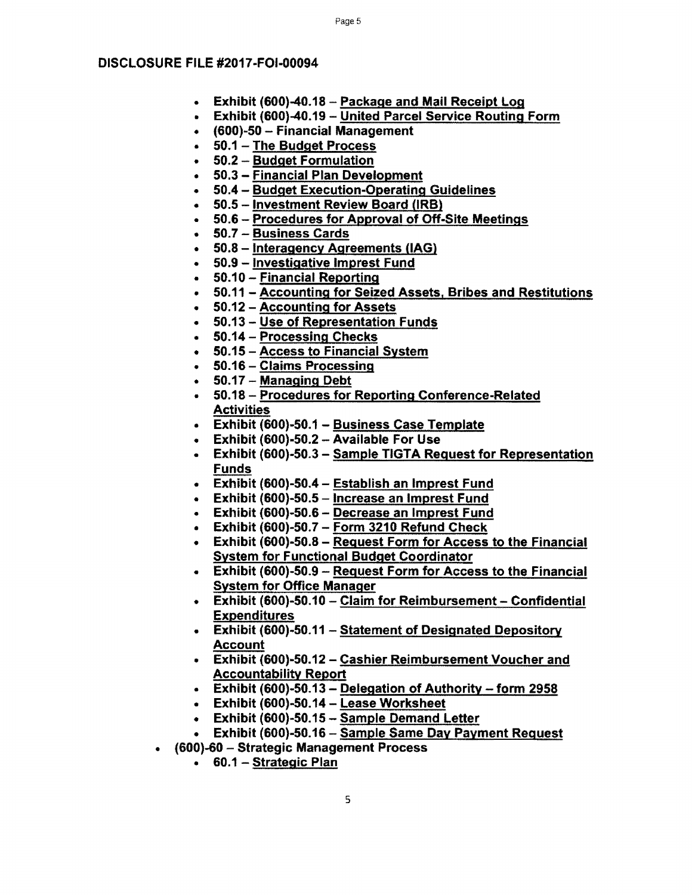**DISCLOSURE FILE #2017-FOI-00094**

- **Exhibit (600)-40.18 – <u>Package and Mail Receipt Log</u>**
- **Exhibit (600)-40.19 – <u>United Parcel Service Routing Form</u>**
- **(600)-50 – Financial Management**
- **50.1 – <u>The Budget Process</u>**
- **50.2 – <u>Budget Formulation</u>**
- **50.3 – <u>Financial Plan Development</u>**
- **50.4 – <u>Budget Execution-Operating Guidelines</u>**
- **50.5 – <u>Investment Review Board (IRB)</u>**
- **50.6 – <u>Procedures for Approval of Off-Site Meetings</u>**
- **50.7 – <u>Business Cards</u>**
- **50.8 – <u>Interagency Agreements (IAG)</u>**
- **50.9 – <u>Investigative Imprest Fund</u>**
- **50.10 – <u>Financial Reporting</u>**
- **50.11 – <u>Accounting for Seized Assets, Bribes and Restitutions</u>**
- **50.12 – <u>Accounting for Assets</u>**
- **50.13 – <u>Use of Representation Funds</u>**
- **50.14 – <u>Processing Checks</u>**
- **50.15 – <u>Access to Financial System</u>**
- **50.16 – <u>Claims Processing</u>**
- **50.17 – <u>Managing Debt</u>**
- **50.18 – <u>Procedures for Reporting Conference-Related Activities</u>**
- **Exhibit (600)-50.1 – <u>Business Case Template</u>**
- **Exhibit (600)-50.2 – Available For Use**
- **Exhibit (600)-50.3 – <u>Sample TIGTA Request for Representation Funds</u>**
- **Exhibit (600)-50.4 – <u>Establish an Imprest Fund</u>**
- **Exhibit (600)-50.5 – <u>Increase an Imprest Fund</u>**
- **Exhibit (600)-50.6 – <u>Decrease an Imprest Fund</u>**
- **Exhibit (600)-50.7 – <u>Form 3210 Refund Check</u>**
- **Exhibit (600)-50.8 – <u>Request Form for Access to the Financial System for Functional Budget Coordinator</u>**
- **Exhibit (600)-50.9 – <u>Request Form for Access to the Financial System for Office Manager</u>**
- **Exhibit (600)-50.10 – <u>Claim for Reimbursement – Confidential Expenditures</u>**
- **Exhibit (600)-50.11 – <u>Statement of Designated Depository Account</u>**
- **Exhibit (600)-50.12 – <u>Cashier Reimbursement Voucher and Accountability Report</u>**
- **Exhibit (600)-50.13 – <u>Delegation of Authority – form 2958</u>**
- **Exhibit (600)-50.14 – <u>Lease Worksheet</u>**
- **Exhibit (600)-50.15 – <u>Sample Demand Letter</u>**
- **Exhibit (600)-50.16 – <u>Sample Same Day Payment Request</u>**

- **(600)-60 – Strategic Management Process**
  - **60.1 – <u>Strategic Plan</u>**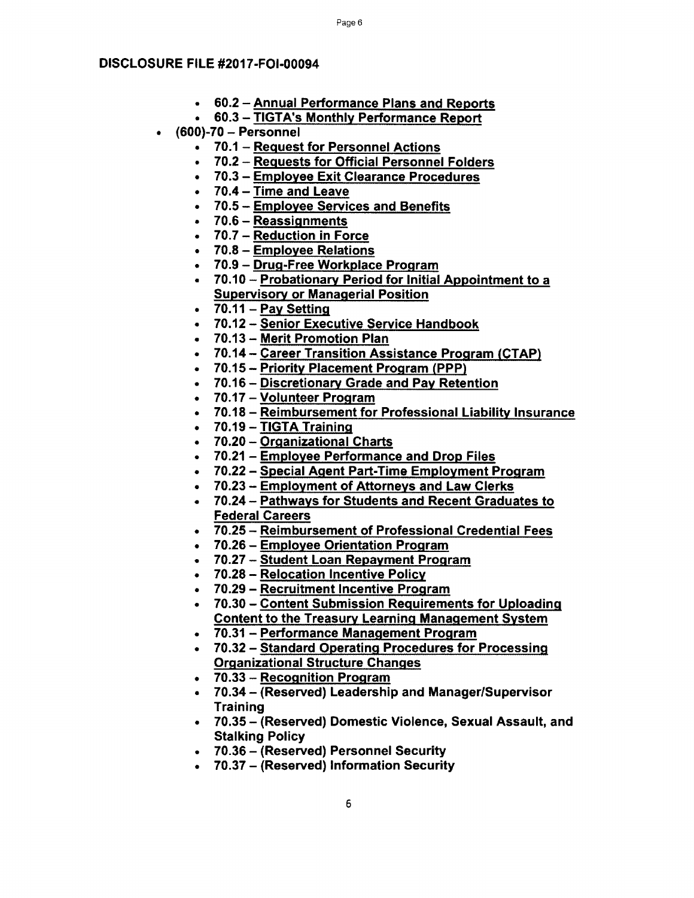**DISCLOSURE FILE #2017-FOI-00094**

- **60.2 – Annual Performance Plans and Reports**
- **60.3 – TIGTA's Monthly Performance Report**

- **(600)-70 – Personnel**
  - **70.1 – Request for Personnel Actions**
  - **70.2 – Requests for Official Personnel Folders**
  - **70.3 – Employee Exit Clearance Procedures**
  - **70.4 – Time and Leave**
  - **70.5 – Employee Services and Benefits**
  - **70.6 – Reassignments**
  - **70.7 – Reduction in Force**
  - **70.8 – Employee Relations**
  - **70.9 – Drug-Free Workplace Program**
  - **70.10 – Probationary Period for Initial Appointment to a Supervisory or Managerial Position**
  - **70.11 – Pay Setting**
  - **70.12 – Senior Executive Service Handbook**
  - **70.13 – Merit Promotion Plan**
  - **70.14 – Career Transition Assistance Program (CTAP)**
  - **70.15 – Priority Placement Program (PPP)**
  - **70.16 – Discretionary Grade and Pay Retention**
  - **70.17 – Volunteer Program**
  - **70.18 – Reimbursement for Professional Liability Insurance**
  - **70.19 – TIGTA Training**
  - **70.20 – Organizational Charts**
  - **70.21 – Employee Performance and Drop Files**
  - **70.22 – Special Agent Part-Time Employment Program**
  - **70.23 – Employment of Attorneys and Law Clerks**
  - **70.24 – Pathways for Students and Recent Graduates to Federal Careers**
  - **70.25 – Reimbursement of Professional Credential Fees**
  - **70.26 – Employee Orientation Program**
  - **70.27 – Student Loan Repayment Program**
  - **70.28 – Relocation Incentive Policy**
  - **70.29 – Recruitment Incentive Program**
  - **70.30 – Content Submission Requirements for Uploading Content to the Treasury Learning Management System**
  - **70.31 – Performance Management Program**
  - **70.32 – Standard Operating Procedures for Processing Organizational Structure Changes**
  - **70.33 – Recognition Program**
  - **70.34 – (Reserved) Leadership and Manager/Supervisor Training**
  - **70.35 – (Reserved) Domestic Violence, Sexual Assault, and Stalking Policy**
  - **70.36 – (Reserved) Personnel Security**
  - **70.37 – (Reserved) Information Security**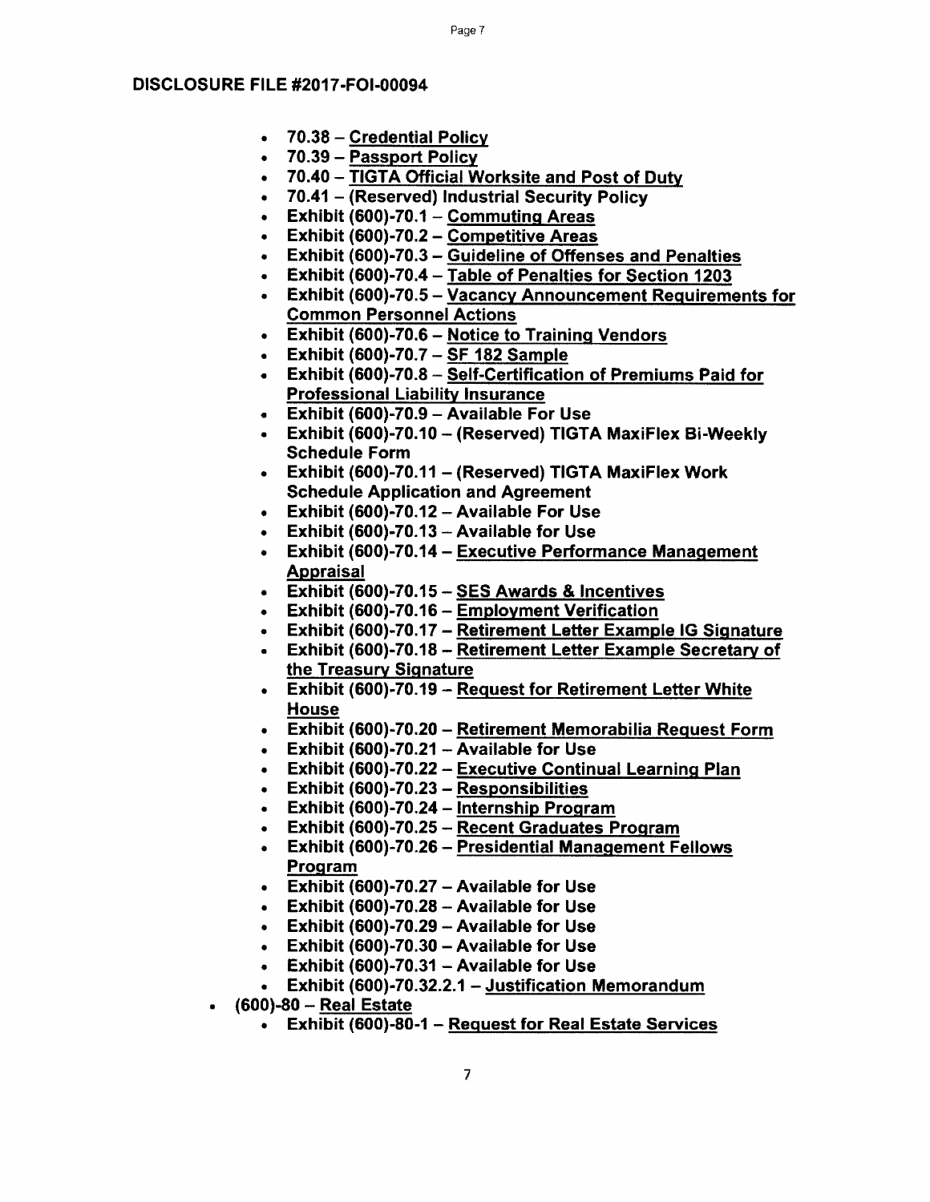**DISCLOSURE FILE #2017-FOI-00094**

- **70.38 – Credential Policy**
- **70.39 – Passport Policy**
- **70.40 – TIGTA Official Worksite and Post of Duty**
- **70.41 – (Reserved) Industrial Security Policy**
- **Exhibit (600)-70.1 – Commuting Areas**
- **Exhibit (600)-70.2 – Competitive Areas**
- **Exhibit (600)-70.3 – Guideline of Offenses and Penalties**
- **Exhibit (600)-70.4 – Table of Penalties for Section 1203**
- **Exhibit (600)-70.5 – Vacancy Announcement Requirements for Common Personnel Actions**
- **Exhibit (600)-70.6 – Notice to Training Vendors**
- **Exhibit (600)-70.7 – SF 182 Sample**
- **Exhibit (600)-70.8 – Self-Certification of Premiums Paid for Professional Liability Insurance**
- **Exhibit (600)-70.9 – Available For Use**
- **Exhibit (600)-70.10 – (Reserved) TIGTA MaxiFlex Bi-Weekly Schedule Form**
- **Exhibit (600)-70.11 – (Reserved) TIGTA MaxiFlex Work Schedule Application and Agreement**
- **Exhibit (600)-70.12 – Available For Use**
- **Exhibit (600)-70.13 – Available for Use**
- **Exhibit (600)-70.14 – Executive Performance Management Appraisal**
- **Exhibit (600)-70.15 – SES Awards & Incentives**
- **Exhibit (600)-70.16 – Employment Verification**
- **Exhibit (600)-70.17 – Retirement Letter Example IG Signature**
- **Exhibit (600)-70.18 – Retirement Letter Example Secretary of the Treasury Signature**
- **Exhibit (600)-70.19 – Request for Retirement Letter White House**
- **Exhibit (600)-70.20 – Retirement Memorabilia Request Form**
- **Exhibit (600)-70.21 – Available for Use**
- **Exhibit (600)-70.22 – Executive Continual Learning Plan**
- **Exhibit (600)-70.23 – Responsibilities**
- **Exhibit (600)-70.24 – Internship Program**
- **Exhibit (600)-70.25 – Recent Graduates Program**
- **Exhibit (600)-70.26 – Presidential Management Fellows Program**
- **Exhibit (600)-70.27 – Available for Use**
- **Exhibit (600)-70.28 – Available for Use**
- **Exhibit (600)-70.29 – Available for Use**
- **Exhibit (600)-70.30 – Available for Use**
- **Exhibit (600)-70.31 – Available for Use**
- **Exhibit (600)-70.32.2.1 – Justification Memorandum**

- **(600)-80 – Real Estate**
  - **Exhibit (600)-80-1 – Request for Real Estate Services**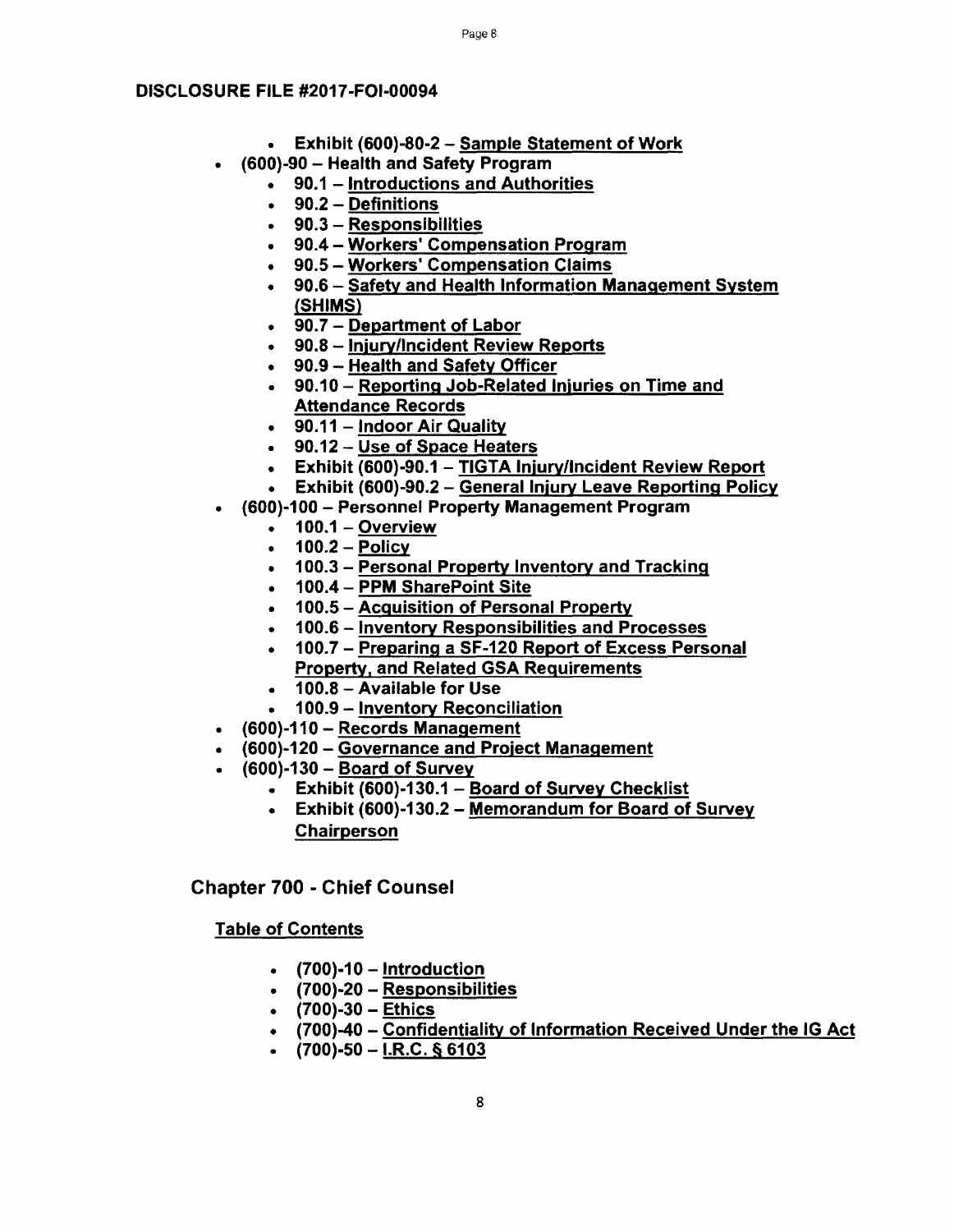**DISCLOSURE FILE #2017-FOI-00094**

- **Exhibit (600)-80-2 – Sample Statement of Work**
- **(600)-90 – Health and Safety Program**
  - **90.1 – Introductions and Authorities**
  - **90.2 – Definitions**
  - **90.3 – Responsibilities**
  - **90.4 – Workers' Compensation Program**
  - **90.5 – Workers' Compensation Claims**
  - **90.6 – Safety and Health Information Management System (SHIMS)**
  - **90.7 – Department of Labor**
  - **90.8 – Injury/Incident Review Reports**
  - **90.9 – Health and Safety Officer**
  - **90.10 – Reporting Job-Related Injuries on Time and Attendance Records**
  - **90.11 – Indoor Air Quality**
  - **90.12 – Use of Space Heaters**
  - **Exhibit (600)-90.1 – TIGTA Injury/Incident Review Report**
  - **Exhibit (600)-90.2 – General Injury Leave Reporting Policy**
- **(600)-100 – Personnel Property Management Program**
  - **100.1 – Overview**
  - **100.2 – Policy**
  - **100.3 – Personal Property Inventory and Tracking**
  - **100.4 – PPM SharePoint Site**
  - **100.5 – Acquisition of Personal Property**
  - **100.6 – Inventory Responsibilities and Processes**
  - **100.7 – Preparing a SF-120 Report of Excess Personal Property, and Related GSA Requirements**
  - **100.8 – Available for Use**
  - **100.9 – Inventory Reconciliation**
- **(600)-110 – Records Management**
- **(600)-120 – Governance and Project Management**
- **(600)-130 – Board of Survey**
  - **Exhibit (600)-130.1 – Board of Survey Checklist**
  - **Exhibit (600)-130.2 – Memorandum for Board of Survey Chairperson**

## Chapter 700 - Chief Counsel

**Table of Contents**

- **(700)-10 – Introduction**
- **(700)-20 – Responsibilities**
- **(700)-30 – Ethics**
- **(700)-40 – Confidentiality of Information Received Under the IG Act**
- **(700)-50 – I.R.C. § 6103**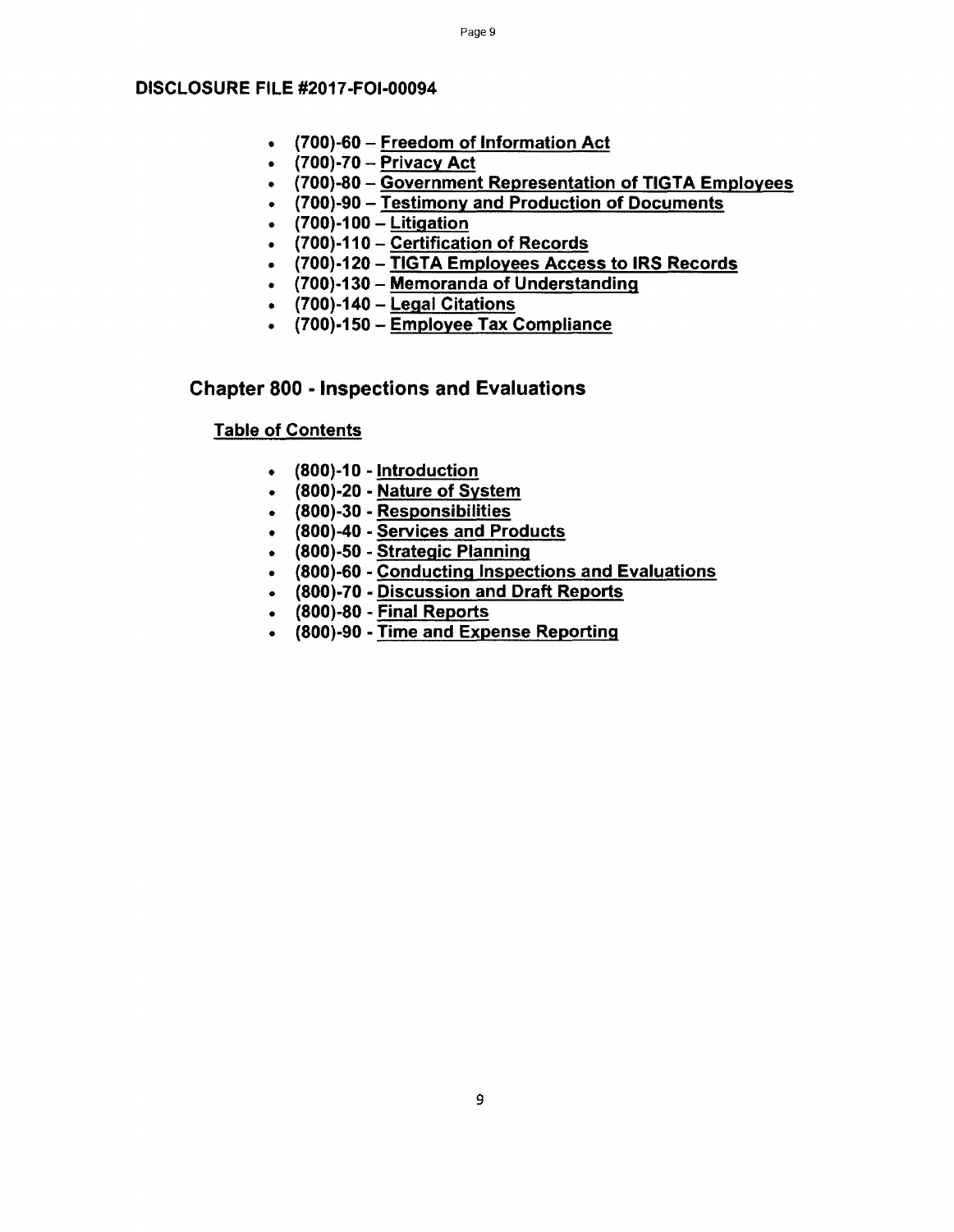**DISCLOSURE FILE #2017-FOI-00094**

- **(700)-60 – Freedom of Information Act**
- **(700)-70 – Privacy Act**
- **(700)-80 – Government Representation of TIGTA Employees**
- **(700)-90 – Testimony and Production of Documents**
- **(700)-100 – Litigation**
- **(700)-110 – Certification of Records**
- **(700)-120 – TIGTA Employees Access to IRS Records**
- **(700)-130 – Memoranda of Understanding**
- **(700)-140 – Legal Citations**
- **(700)-150 – Employee Tax Compliance**

## Chapter 800 - Inspections and Evaluations

**Table of Contents**

- **(800)-10 - Introduction**
- **(800)-20 - Nature of System**
- **(800)-30 - Responsibilities**
- **(800)-40 - Services and Products**
- **(800)-50 - Strategic Planning**
- **(800)-60 - Conducting Inspections and Evaluations**
- **(800)-70 - Discussion and Draft Reports**
- **(800)-80 - Final Reports**
- **(800)-90 - Time and Expense Reporting**